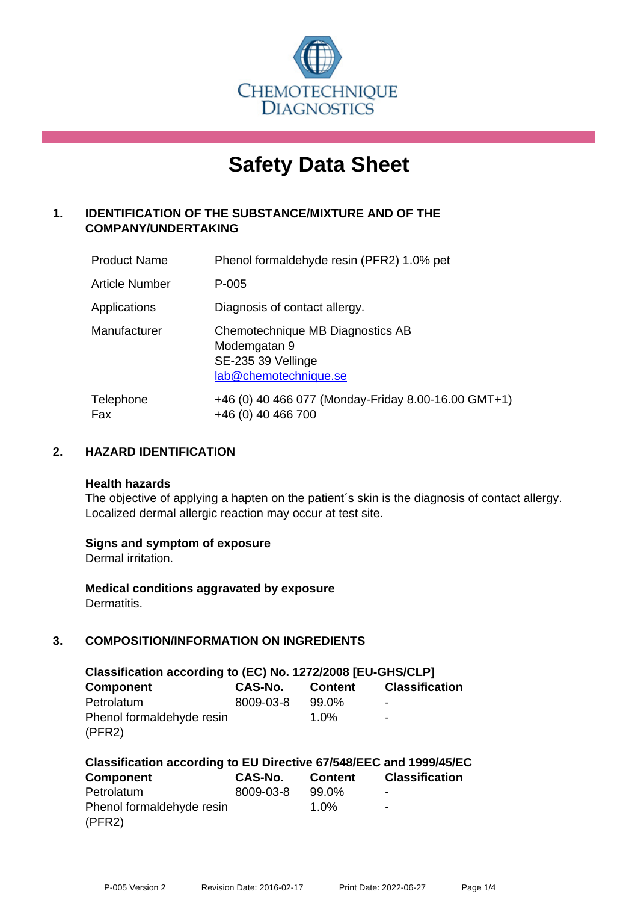CHEMOTECHNIQUE DIAGNOSTICS

# Safety Data Sheet

## 1. IDENTIFICATION OF THE SUBSTANCE/MIXTURE AND OF THE COMPANY/UNDERTAKING

| | |
|---|---|
| Product Name | Phenol formaldehyde resin (PFR2) 1.0% pet |
| Article Number | P-005 |
| Applications | Diagnosis of contact allergy. |
| Manufacturer | Chemotechnique MB Diagnostics AB<br>Modemgatan 9<br>SE-235 39 Vellinge<br>lab@chemotechnique.se |
| Telephone<br>Fax | +46 (0) 40 466 077 (Monday-Friday 8.00-16.00 GMT+1)<br>+46 (0) 40 466 700 |

## 2. HAZARD IDENTIFICATION

**Health hazards**
The objective of applying a hapten on the patient´s skin is the diagnosis of contact allergy. Localized dermal allergic reaction may occur at test site.

**Signs and symptom of exposure**
Dermal irritation.

**Medical conditions aggravated by exposure**
Dermatitis.

## 3. COMPOSITION/INFORMATION ON INGREDIENTS

**Classification according to (EC) No. 1272/2008 [EU-GHS/CLP]**

| Component | CAS-No. | Content | Classification |
|---|---|---|---|
| Petrolatum | 8009-03-8 | 99.0% | - |
| Phenol formaldehyde resin (PFR2) | | 1.0% | - |

**Classification according to EU Directive 67/548/EEC and 1999/45/EC**

| Component | CAS-No. | Content | Classification |
|---|---|---|---|
| Petrolatum | 8009-03-8 | 99.0% | - |
| Phenol formaldehyde resin (PFR2) | | 1.0% | - |

P-005 Version 2 Revision Date: 2016-02-17 Print Date: 2022-06-27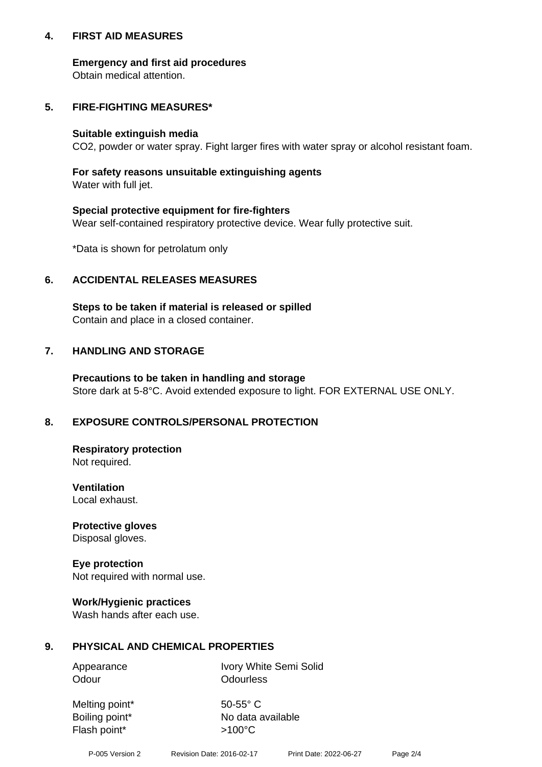## 4. FIRST AID MEASURES

**Emergency and first aid procedures**
Obtain medical attention.

## 5. FIRE-FIGHTING MEASURES*

**Suitable extinguish media**
$CO_2$, powder or water spray. Fight larger fires with water spray or alcohol resistant foam.

**For safety reasons unsuitable extinguishing agents**
Water with full jet.

**Special protective equipment for fire-fighters**
Wear self-contained respiratory protective device. Wear fully protective suit.

*Data is shown for petrolatum only

## 6. ACCIDENTAL RELEASES MEASURES

**Steps to be taken if material is released or spilled**
Contain and place in a closed container.

## 7. HANDLING AND STORAGE

**Precautions to be taken in handling and storage**
Store dark at 5-8°C. Avoid extended exposure to light. FOR EXTERNAL USE ONLY.

## 8. EXPOSURE CONTROLS/PERSONAL PROTECTION

**Respiratory protection**
Not required.

**Ventilation**
Local exhaust.

**Protective gloves**
Disposal gloves.

**Eye protection**
Not required with normal use.

**Work/Hygienic practices**
Wash hands after each use.

## 9. PHYSICAL AND CHEMICAL PROPERTIES

| | |
|---|---|
| Appearance | Ivory White Semi Solid |
| Odour | Odourless |
| Melting point* | 50-55° C |
| Boiling point* | No data available |
| Flash point* | >100°C |

P-005 Version 2 Revision Date: 2016-02-17 Print Date: 2022-06-27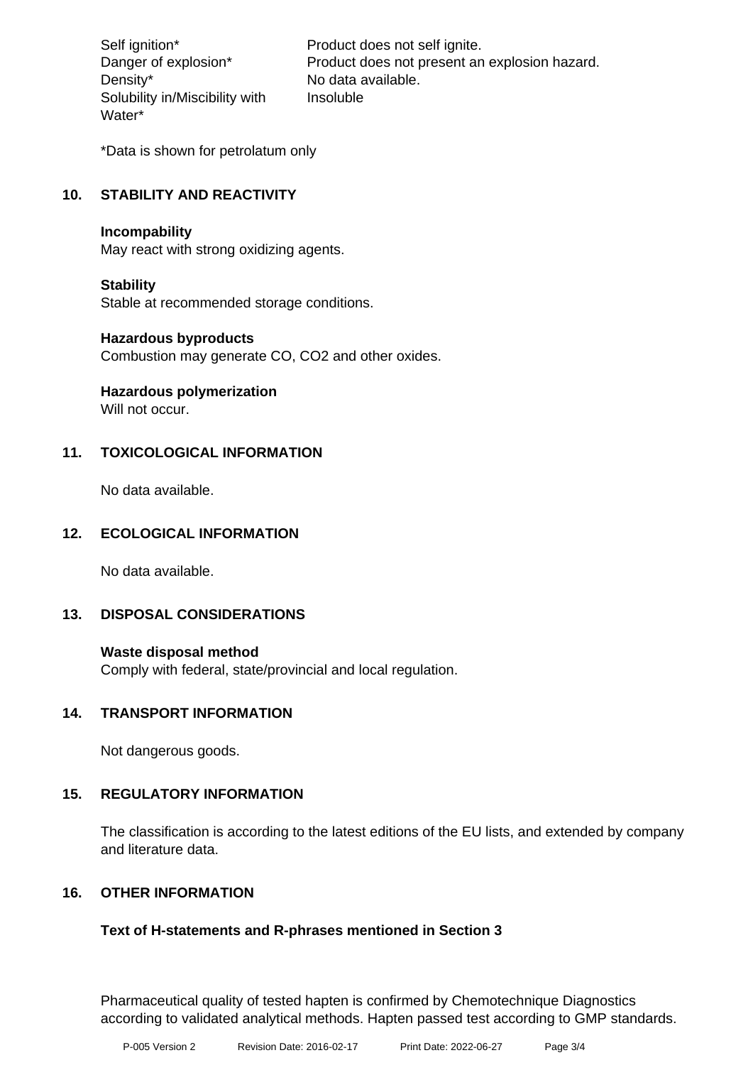| | |
|---|---|
| Self ignition* | Product does not self ignite. |
| Danger of explosion* | Product does not present an explosion hazard. |
| Density* | No data available. |
| Solubility in/Miscibility with Water* | Insoluble |

*Data is shown for petrolatum only

## 10. STABILITY AND REACTIVITY

**Incompability**
May react with strong oxidizing agents.

**Stability**
Stable at recommended storage conditions.

**Hazardous byproducts**
Combustion may generate CO, $CO_2$ and other oxides.

**Hazardous polymerization**
Will not occur.

## 11. TOXICOLOGICAL INFORMATION

No data available.

## 12. ECOLOGICAL INFORMATION

No data available.

## 13. DISPOSAL CONSIDERATIONS

**Waste disposal method**
Comply with federal, state/provincial and local regulation.

## 14. TRANSPORT INFORMATION

Not dangerous goods.

## 15. REGULATORY INFORMATION

The classification is according to the latest editions of the EU lists, and extended by company and literature data.

## 16. OTHER INFORMATION

**Text of H-statements and R-phrases mentioned in Section 3**

Pharmaceutical quality of tested hapten is confirmed by Chemotechnique Diagnostics according to validated analytical methods. Hapten passed test according to GMP standards.

P-005 Version 2 Revision Date: 2016-02-17 Print Date: 2022-06-27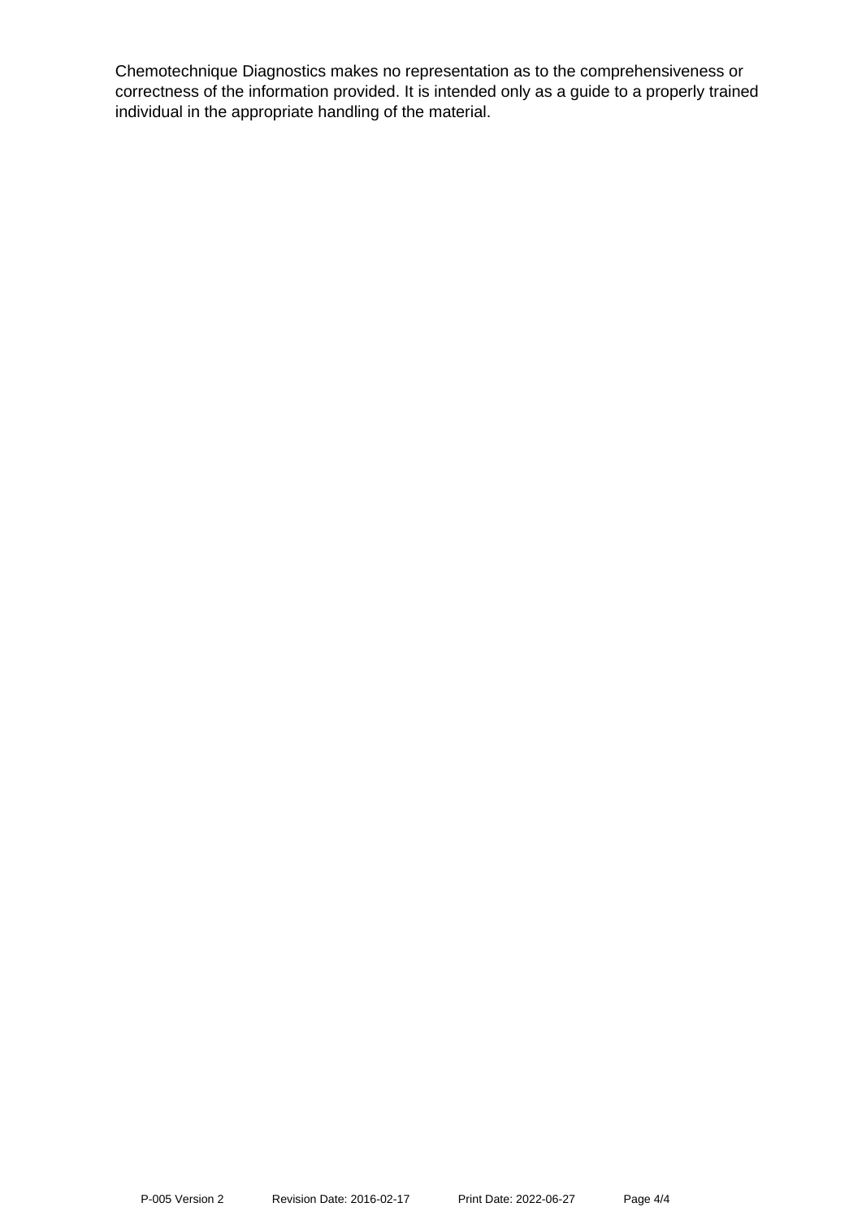Chemotechnique Diagnostics makes no representation as to the comprehensiveness or correctness of the information provided. It is intended only as a guide to a properly trained individual in the appropriate handling of the material.